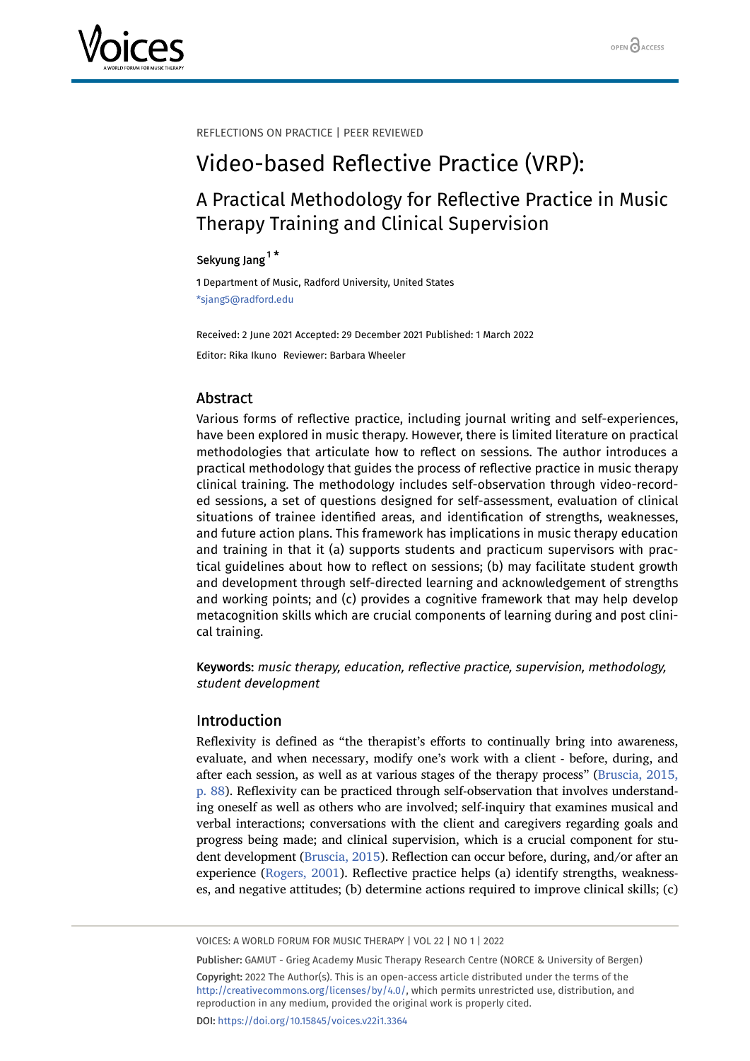REFLECTIONS ON PRACTICE | PEER REVIEWED

# Video-based Reflective Practice (VRP):

## A Practical Methodology for Reflective Practice in Music Therapy Training and Clinical Supervision

Sekyung Jang [1 *]

**1** Department of Music, Radford University, United States
*sjang5@radford.edu

Received: 2 June 2021 Accepted: 29 December 2021 Published: 1 March 2022

Editor: Rika Ikuno Reviewer: Barbara Wheeler

## Abstract

Various forms of reflective practice, including journal writing and self-experiences, have been explored in music therapy. However, there is limited literature on practical methodologies that articulate how to reflect on sessions. The author introduces a practical methodology that guides the process of reflective practice in music therapy clinical training. The methodology includes self-observation through video-recorded sessions, a set of questions designed for self-assessment, evaluation of clinical situations of trainee identified areas, and identification of strengths, weaknesses, and future action plans. This framework has implications in music therapy education and training in that it (a) supports students and practicum supervisors with practical guidelines about how to reflect on sessions; (b) may facilitate student growth and development through self-directed learning and acknowledgement of strengths and working points; and (c) provides a cognitive framework that may help develop metacognition skills which are crucial components of learning during and post clinical training.

**Keywords:** *music therapy, education, reflective practice, supervision, methodology, student development*

## Introduction

Reflexivity is defined as "the therapist's efforts to continually bring into awareness, evaluate, and when necessary, modify one's work with a client - before, during, and after each session, as well as at various stages of the therapy process" (Bruscia, 2015, p. 88). Reflexivity can be practiced through self-observation that involves understanding oneself as well as others who are involved; self-inquiry that examines musical and verbal interactions; conversations with the client and caregivers regarding goals and progress being made; and clinical supervision, which is a crucial component for student development (Bruscia, 2015). Reflection can occur before, during, and/or after an experience (Rogers, 2001). Reflective practice helps (a) identify strengths, weaknesses, and negative attitudes; (b) determine actions required to improve clinical skills; (c)

Publisher: GAMUT - Grieg Academy Music Therapy Research Centre (NORCE & University of Bergen)
Copyright: 2022 The Author(s). This is an open-access article distributed under the terms of the http://creativecommons.org/licenses/by/4.0/, which permits unrestricted use, distribution, and reproduction in any medium, provided the original work is properly cited.
DOI: https://doi.org/10.15845/voices.v22i1.3364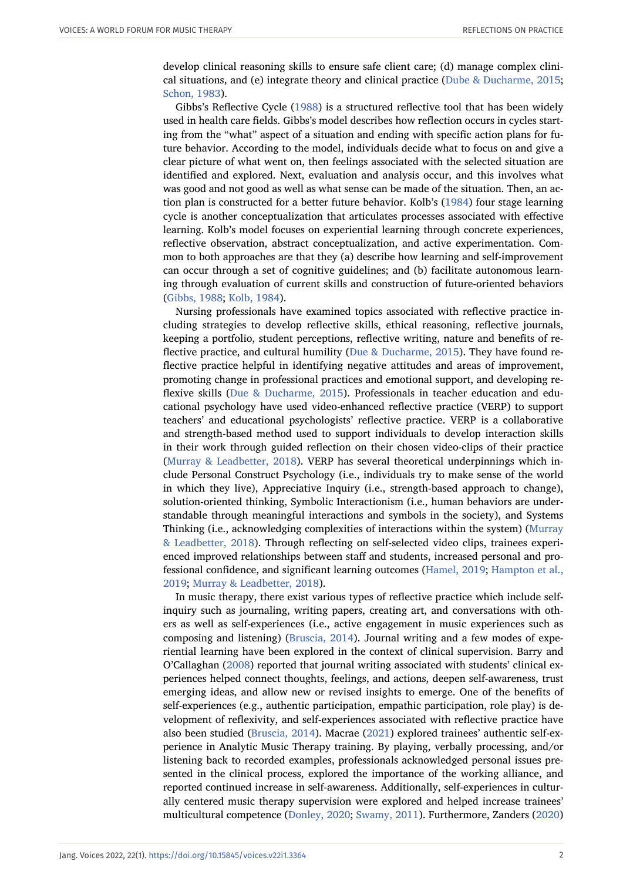develop clinical reasoning skills to ensure safe client care; (d) manage complex clinical situations, and (e) integrate theory and clinical practice (Dube & Ducharme, 2015; Schon, 1983).

Gibbs's Reflective Cycle (1988) is a structured reflective tool that has been widely used in health care fields. Gibbs's model describes how reflection occurs in cycles starting from the "what" aspect of a situation and ending with specific action plans for future behavior. According to the model, individuals decide what to focus on and give a clear picture of what went on, then feelings associated with the selected situation are identified and explored. Next, evaluation and analysis occur, and this involves what was good and not good as well as what sense can be made of the situation. Then, an action plan is constructed for a better future behavior. Kolb's (1984) four stage learning cycle is another conceptualization that articulates processes associated with effective learning. Kolb's model focuses on experiential learning through concrete experiences, reflective observation, abstract conceptualization, and active experimentation. Common to both approaches are that they (a) describe how learning and self-improvement can occur through a set of cognitive guidelines; and (b) facilitate autonomous learning through evaluation of current skills and construction of future-oriented behaviors (Gibbs, 1988; Kolb, 1984).

Nursing professionals have examined topics associated with reflective practice including strategies to develop reflective skills, ethical reasoning, reflective journals, keeping a portfolio, student perceptions, reflective writing, nature and benefits of reflective practice, and cultural humility (Due & Ducharme, 2015). They have found reflective practice helpful in identifying negative attitudes and areas of improvement, promoting change in professional practices and emotional support, and developing reflexive skills (Due & Ducharme, 2015). Professionals in teacher education and educational psychology have used video-enhanced reflective practice (VERP) to support teachers' and educational psychologists' reflective practice. VERP is a collaborative and strength-based method used to support individuals to develop interaction skills in their work through guided reflection on their chosen video-clips of their practice (Murray & Leadbetter, 2018). VERP has several theoretical underpinnings which include Personal Construct Psychology (i.e., individuals try to make sense of the world in which they live), Appreciative Inquiry (i.e., strength-based approach to change), solution-oriented thinking, Symbolic Interactionism (i.e., human behaviors are understandable through meaningful interactions and symbols in the society), and Systems Thinking (i.e., acknowledging complexities of interactions within the system) (Murray & Leadbetter, 2018). Through reflecting on self-selected video clips, trainees experienced improved relationships between staff and students, increased personal and professional confidence, and significant learning outcomes (Hamel, 2019; Hampton et al., 2019; Murray & Leadbetter, 2018).

In music therapy, there exist various types of reflective practice which include self-inquiry such as journaling, writing papers, creating art, and conversations with others as well as self-experiences (i.e., active engagement in music experiences such as composing and listening) (Bruscia, 2014). Journal writing and a few modes of experiential learning have been explored in the context of clinical supervision. Barry and O'Callaghan (2008) reported that journal writing associated with students' clinical experiences helped connect thoughts, feelings, and actions, deepen self-awareness, trust emerging ideas, and allow new or revised insights to emerge. One of the benefits of self-experiences (e.g., authentic participation, empathic participation, role play) is development of reflexivity, and self-experiences associated with reflective practice have also been studied (Bruscia, 2014). Macrae (2021) explored trainees' authentic self-experience in Analytic Music Therapy training. By playing, verbally processing, and/or listening back to recorded examples, professionals acknowledged personal issues presented in the clinical process, explored the importance of the working alliance, and reported continued increase in self-awareness. Additionally, self-experiences in culturally centered music therapy supervision were explored and helped increase trainees' multicultural competence (Donley, 2020; Swamy, 2011). Furthermore, Zanders (2020)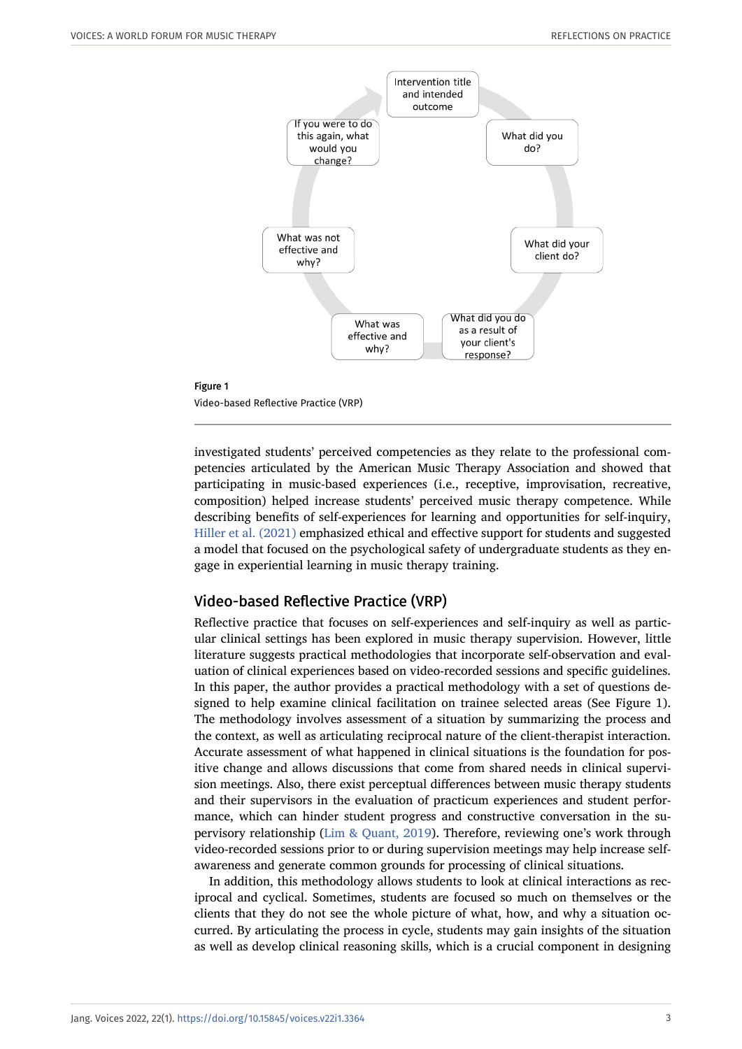- Intervention title and intended outcome
- What did you do?
- What did your client do?
- What did you do as a result of your client's response?
- What was effective and why?
- What was not effective and why?
- If you were to do this again, what would you change?

**Figure 1**

Video-based Reflective Practice (VRP)

investigated students' perceived competencies as they relate to the professional competencies articulated by the American Music Therapy Association and showed that participating in music-based experiences (i.e., receptive, improvisation, recreative, composition) helped increase students' perceived music therapy competence. While describing benefits of self-experiences for learning and opportunities for self-inquiry, Hiller et al. (2021) emphasized ethical and effective support for students and suggested a model that focused on the psychological safety of undergraduate students as they engage in experiential learning in music therapy training.

## Video-based Reflective Practice (VRP)

Reflective practice that focuses on self-experiences and self-inquiry as well as particular clinical settings has been explored in music therapy supervision. However, little literature suggests practical methodologies that incorporate self-observation and evaluation of clinical experiences based on video-recorded sessions and specific guidelines. In this paper, the author provides a practical methodology with a set of questions designed to help examine clinical facilitation on trainee selected areas (See Figure 1). The methodology involves assessment of a situation by summarizing the process and the context, as well as articulating reciprocal nature of the client-therapist interaction. Accurate assessment of what happened in clinical situations is the foundation for positive change and allows discussions that come from shared needs in clinical supervision meetings. Also, there exist perceptual differences between music therapy students and their supervisors in the evaluation of practicum experiences and student performance, which can hinder student progress and constructive conversation in the supervisory relationship (Lim & Quant, 2019). Therefore, reviewing one's work through video-recorded sessions prior to or during supervision meetings may help increase self-awareness and generate common grounds for processing of clinical situations.

In addition, this methodology allows students to look at clinical interactions as reciprocal and cyclical. Sometimes, students are focused so much on themselves or the clients that they do not see the whole picture of what, how, and why a situation occurred. By articulating the process in cycle, students may gain insights of the situation as well as develop clinical reasoning skills, which is a crucial component in designing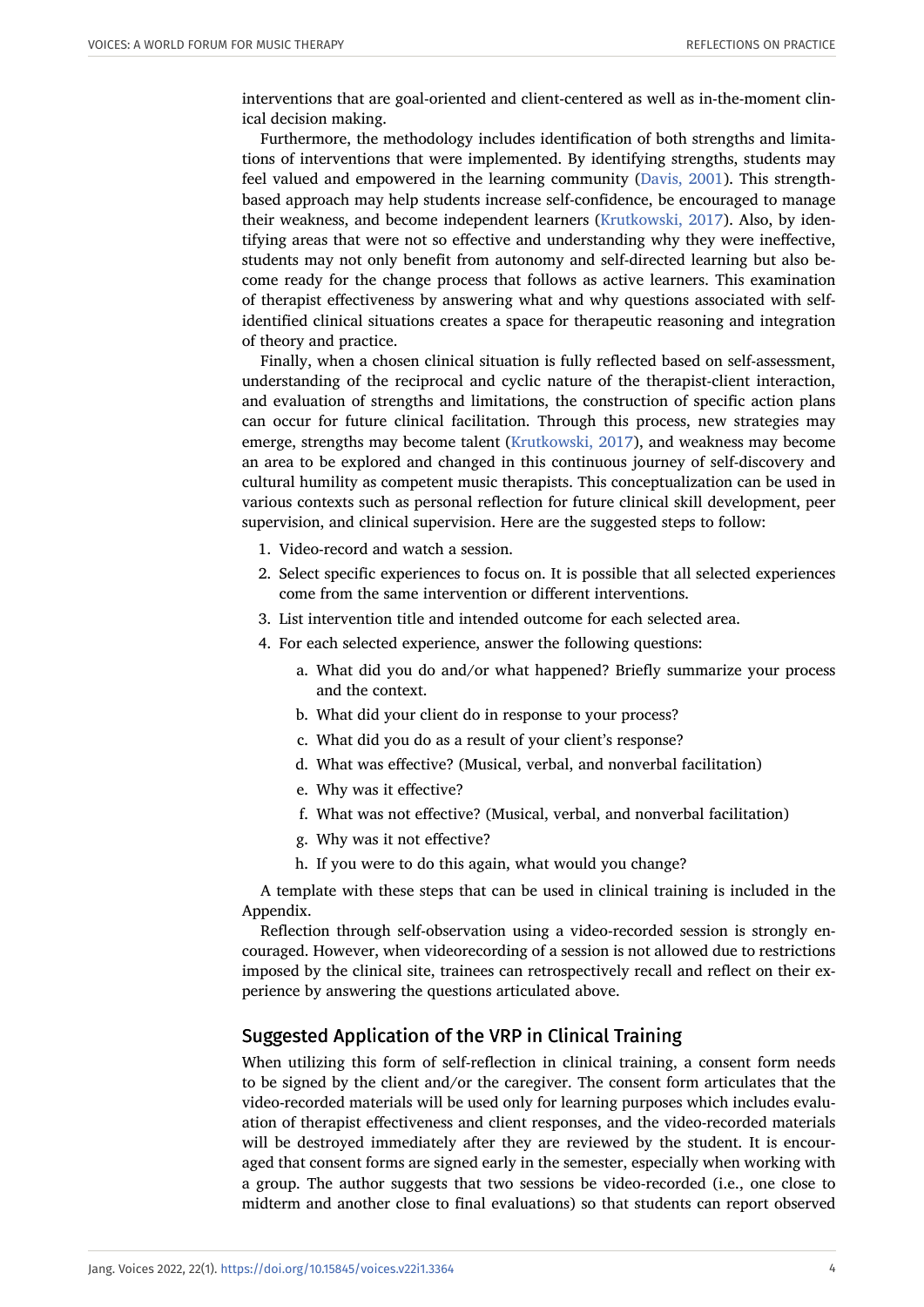interventions that are goal-oriented and client-centered as well as in-the-moment clinical decision making.

Furthermore, the methodology includes identification of both strengths and limitations of interventions that were implemented. By identifying strengths, students may feel valued and empowered in the learning community (Davis, 2001). This strength-based approach may help students increase self-confidence, be encouraged to manage their weakness, and become independent learners (Krutkowski, 2017). Also, by identifying areas that were not so effective and understanding why they were ineffective, students may not only benefit from autonomy and self-directed learning but also become ready for the change process that follows as active learners. This examination of therapist effectiveness by answering what and why questions associated with self-identified clinical situations creates a space for therapeutic reasoning and integration of theory and practice.

Finally, when a chosen clinical situation is fully reflected based on self-assessment, understanding of the reciprocal and cyclic nature of the therapist-client interaction, and evaluation of strengths and limitations, the construction of specific action plans can occur for future clinical facilitation. Through this process, new strategies may emerge, strengths may become talent (Krutkowski, 2017), and weakness may become an area to be explored and changed in this continuous journey of self-discovery and cultural humility as competent music therapists. This conceptualization can be used in various contexts such as personal reflection for future clinical skill development, peer supervision, and clinical supervision. Here are the suggested steps to follow:

1. Video-record and watch a session.
2. Select specific experiences to focus on. It is possible that all selected experiences come from the same intervention or different interventions.
3. List intervention title and intended outcome for each selected area.
4. For each selected experience, answer the following questions:
    a. What did you do and/or what happened? Briefly summarize your process and the context.
    b. What did your client do in response to your process?
    c. What did you do as a result of your client's response?
    d. What was effective? (Musical, verbal, and nonverbal facilitation)
    e. Why was it effective?
    f. What was not effective? (Musical, verbal, and nonverbal facilitation)
    g. Why was it not effective?
    h. If you were to do this again, what would you change?

A template with these steps that can be used in clinical training is included in the Appendix.

Reflection through self-observation using a video-recorded session is strongly encouraged. However, when videorecording of a session is not allowed due to restrictions imposed by the clinical site, trainees can retrospectively recall and reflect on their experience by answering the questions articulated above.

## Suggested Application of the VRP in Clinical Training

When utilizing this form of self-reflection in clinical training, a consent form needs to be signed by the client and/or the caregiver. The consent form articulates that the video-recorded materials will be used only for learning purposes which includes evaluation of therapist effectiveness and client responses, and the video-recorded materials will be destroyed immediately after they are reviewed by the student. It is encouraged that consent forms are signed early in the semester, especially when working with a group. The author suggests that two sessions be video-recorded (i.e., one close to midterm and another close to final evaluations) so that students can report observed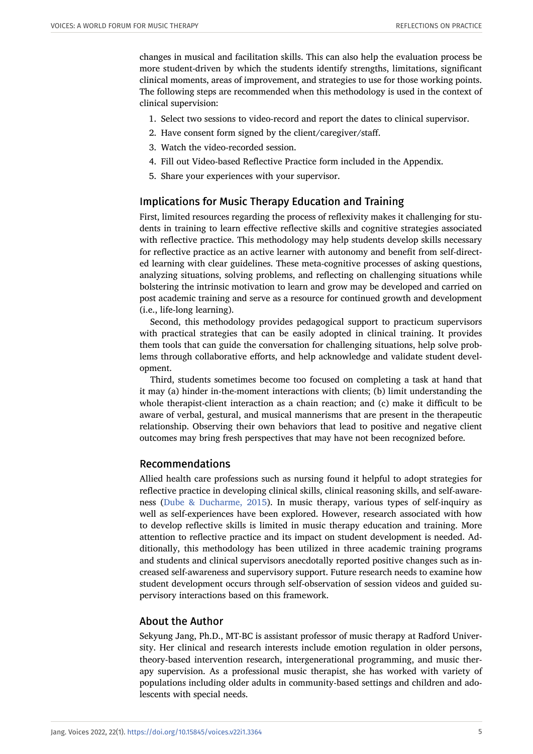changes in musical and facilitation skills. This can also help the evaluation process be more student-driven by which the students identify strengths, limitations, significant clinical moments, areas of improvement, and strategies to use for those working points. The following steps are recommended when this methodology is used in the context of clinical supervision:

1. Select two sessions to video-record and report the dates to clinical supervisor.
2. Have consent form signed by the client/caregiver/staff.
3. Watch the video-recorded session.
4. Fill out Video-based Reflective Practice form included in the Appendix.
5. Share your experiences with your supervisor.

## Implications for Music Therapy Education and Training

First, limited resources regarding the process of reflexivity makes it challenging for students in training to learn effective reflective skills and cognitive strategies associated with reflective practice. This methodology may help students develop skills necessary for reflective practice as an active learner with autonomy and benefit from self-directed learning with clear guidelines. These meta-cognitive processes of asking questions, analyzing situations, solving problems, and reflecting on challenging situations while bolstering the intrinsic motivation to learn and grow may be developed and carried on post academic training and serve as a resource for continued growth and development (i.e., life-long learning).

Second, this methodology provides pedagogical support to practicum supervisors with practical strategies that can be easily adopted in clinical training. It provides them tools that can guide the conversation for challenging situations, help solve problems through collaborative efforts, and help acknowledge and validate student development.

Third, students sometimes become too focused on completing a task at hand that it may (a) hinder in-the-moment interactions with clients; (b) limit understanding the whole therapist-client interaction as a chain reaction; and (c) make it difficult to be aware of verbal, gestural, and musical mannerisms that are present in the therapeutic relationship. Observing their own behaviors that lead to positive and negative client outcomes may bring fresh perspectives that may have not been recognized before.

## Recommendations

Allied health care professions such as nursing found it helpful to adopt strategies for reflective practice in developing clinical skills, clinical reasoning skills, and self-awareness (Dube & Ducharme, 2015). In music therapy, various types of self-inquiry as well as self-experiences have been explored. However, research associated with how to develop reflective skills is limited in music therapy education and training. More attention to reflective practice and its impact on student development is needed. Additionally, this methodology has been utilized in three academic training programs and students and clinical supervisors anecdotally reported positive changes such as increased self-awareness and supervisory support. Future research needs to examine how student development occurs through self-observation of session videos and guided supervisory interactions based on this framework.

## About the Author

Sekyung Jang, Ph.D., MT-BC is assistant professor of music therapy at Radford University. Her clinical and research interests include emotion regulation in older persons, theory-based intervention research, intergenerational programming, and music therapy supervision. As a professional music therapist, she has worked with variety of populations including older adults in community-based settings and children and adolescents with special needs.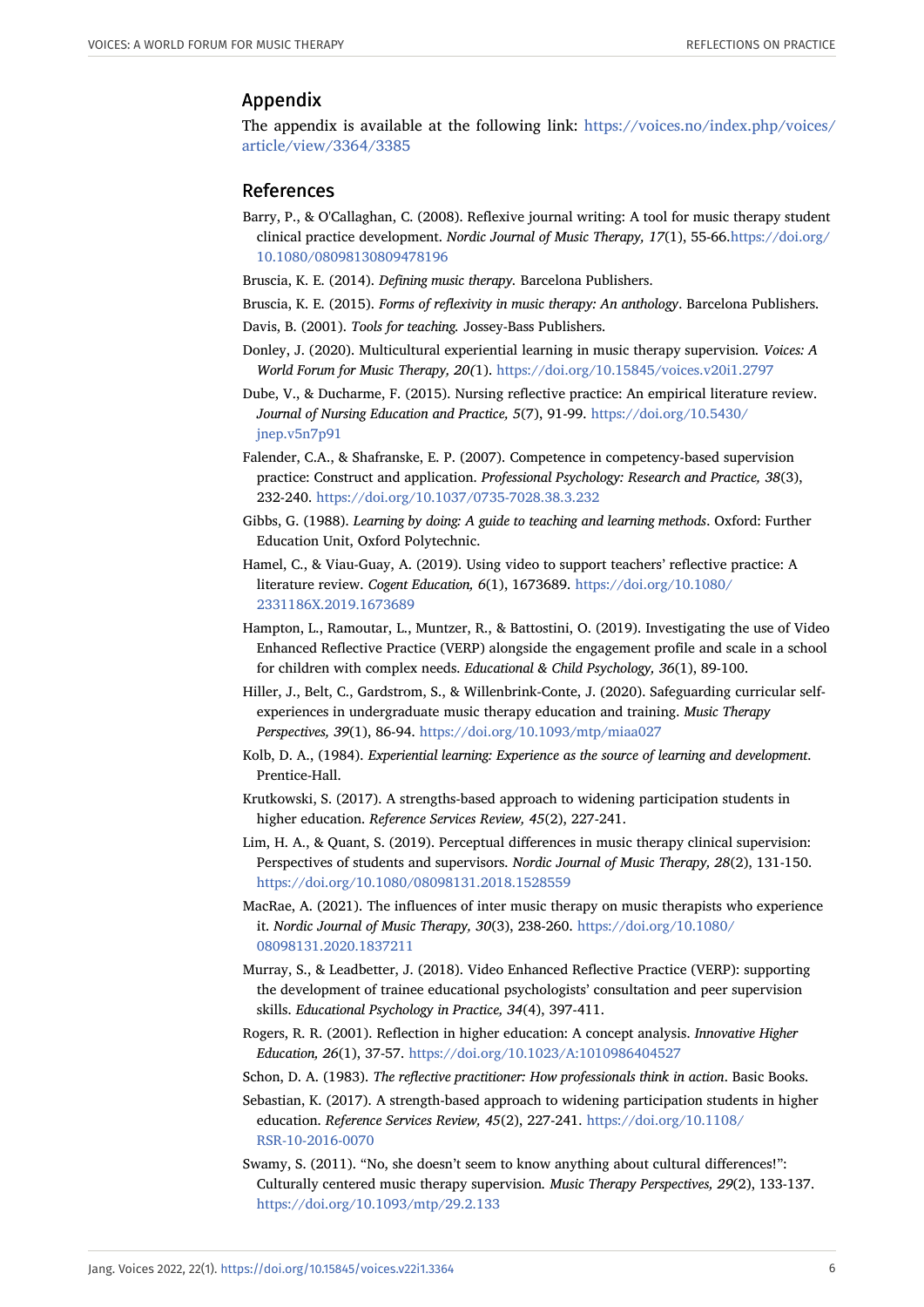## Appendix

The appendix is available at the following link: https://voices.no/index.php/voices/article/view/3364/3385

## References

Barry, P., & O'Callaghan, C. (2008). Reflexive journal writing: A tool for music therapy student clinical practice development. *Nordic Journal of Music Therapy, 17*(1), 55-66.https://doi.org/10.1080/08098130809478196

Bruscia, K. E. (2014). *Defining music therapy*. Barcelona Publishers.

Bruscia, K. E. (2015). *Forms of reflexivity in music therapy: An anthology*. Barcelona Publishers.

Davis, B. (2001). *Tools for teaching*. Jossey-Bass Publishers.

Donley, J. (2020). Multicultural experiential learning in music therapy supervision. *Voices: A World Forum for Music Therapy, 20*(1). https://doi.org/10.15845/voices.v20i1.2797

Dube, V., & Ducharme, F. (2015). Nursing reflective practice: An empirical literature review. *Journal of Nursing Education and Practice, 5*(7), 91-99. https://doi.org/10.5430/jnep.v5n7p91

Falender, C.A., & Shafranske, E. P. (2007). Competence in competency-based supervision practice: Construct and application. *Professional Psychology: Research and Practice, 38*(3), 232-240. https://doi.org/10.1037/0735-7028.38.3.232

Gibbs, G. (1988). *Learning by doing: A guide to teaching and learning methods*. Oxford: Further Education Unit, Oxford Polytechnic.

Hamel, C., & Viau-Guay, A. (2019). Using video to support teachers' reflective practice: A literature review. *Cogent Education, 6*(1), 1673689. https://doi.org/10.1080/2331186X.2019.1673689

Hampton, L., Ramoutar, L., Muntzer, R., & Battostini, O. (2019). Investigating the use of Video Enhanced Reflective Practice (VERP) alongside the engagement profile and scale in a school for children with complex needs. *Educational & Child Psychology, 36*(1), 89-100.

Hiller, J., Belt, C., Gardstrom, S., & Willenbrink-Conte, J. (2020). Safeguarding curricular self-experiences in undergraduate music therapy education and training. *Music Therapy Perspectives, 39*(1), 86-94. https://doi.org/10.1093/mtp/miaa027

Kolb, D. A., (1984). *Experiential learning: Experience as the source of learning and development*. Prentice-Hall.

Krutkowski, S. (2017). A strengths-based approach to widening participation students in higher education. *Reference Services Review, 45*(2), 227-241.

Lim, H. A., & Quant, S. (2019). Perceptual differences in music therapy clinical supervision: Perspectives of students and supervisors. *Nordic Journal of Music Therapy, 28*(2), 131-150. https://doi.org/10.1080/08098131.2018.1528559

MacRae, A. (2021). The influences of inter music therapy on music therapists who experience it. *Nordic Journal of Music Therapy, 30*(3), 238-260. https://doi.org/10.1080/08098131.2020.1837211

Murray, S., & Leadbetter, J. (2018). Video Enhanced Reflective Practice (VERP): supporting the development of trainee educational psychologists' consultation and peer supervision skills. *Educational Psychology in Practice, 34*(4), 397-411.

Rogers, R. R. (2001). Reflection in higher education: A concept analysis. *Innovative Higher Education, 26*(1), 37-57. https://doi.org/10.1023/A:1010986404527

Schon, D. A. (1983). *The reflective practitioner: How professionals think in action*. Basic Books.

Sebastian, K. (2017). A strength-based approach to widening participation students in higher education. *Reference Services Review, 45*(2), 227-241. https://doi.org/10.1108/RSR-10-2016-0070

Swamy, S. (2011). "No, she doesn't seem to know anything about cultural differences!": Culturally centered music therapy supervision. *Music Therapy Perspectives, 29*(2), 133-137. https://doi.org/10.1093/mtp/29.2.133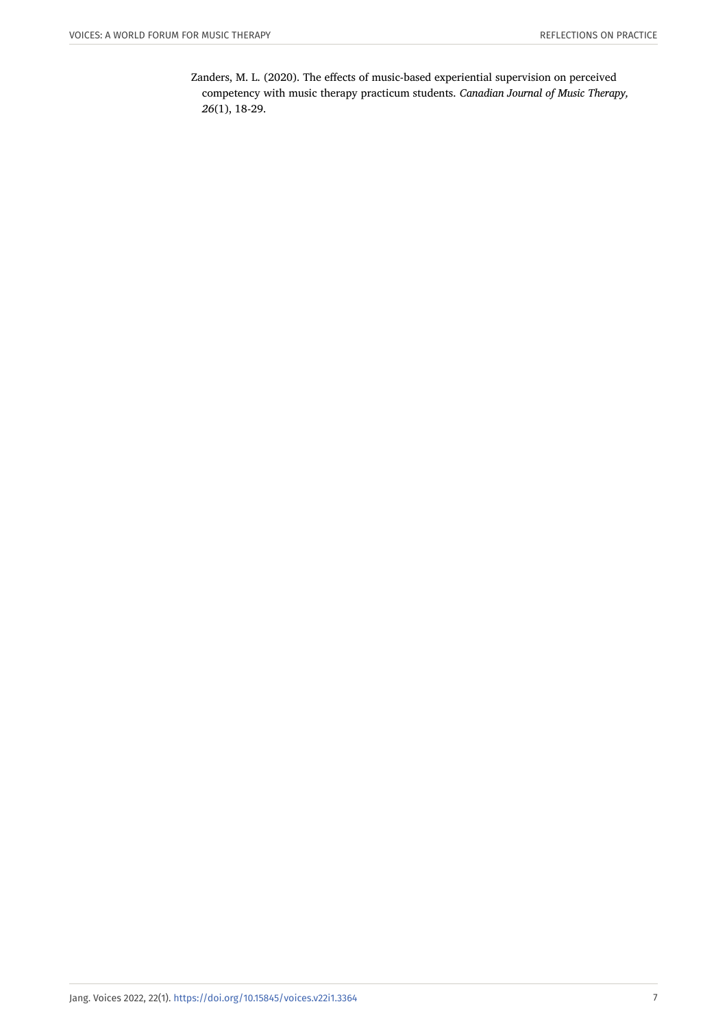Zanders, M. L. (2020). The effects of music-based experiential supervision on perceived competency with music therapy practicum students. *Canadian Journal of Music Therapy, 26*(1), 18-29.